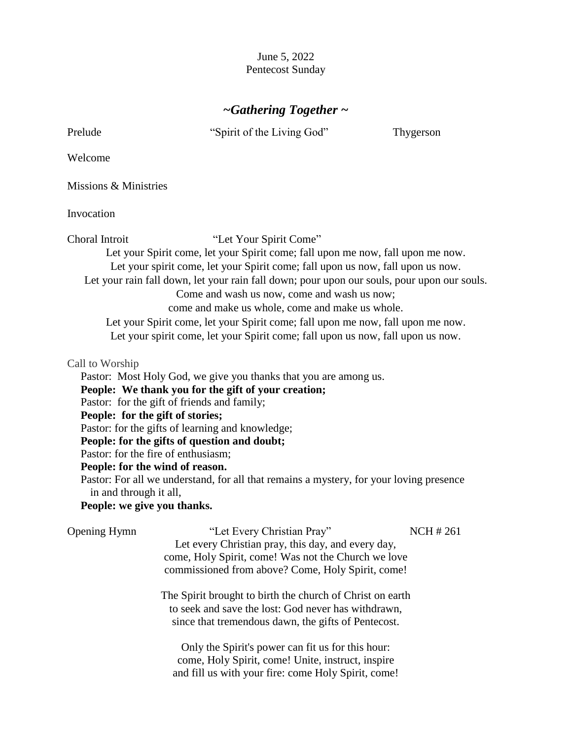June 5, 2022
Pentecost Sunday

## *~Gathering Together ~*

Prelude "Spirit of the Living God" Thygerson

Welcome

Missions & Ministries

Invocation

Choral Introit "Let Your Spirit Come"

Let your Spirit come, let your Spirit come; fall upon me now, fall upon me now.
Let your spirit come, let your Spirit come; fall upon us now, fall upon us now.
Let your rain fall down, let your rain fall down; pour upon our souls, pour upon our souls.
Come and wash us now, come and wash us now;
come and make us whole, come and make us whole.
Let your Spirit come, let your Spirit come; fall upon me now, fall upon me now.
Let your spirit come, let your Spirit come; fall upon us now, fall upon us now.

Call to Worship

Pastor: Most Holy God, we give you thanks that you are among us.
**People: We thank you for the gift of your creation;**
Pastor: for the gift of friends and family;
**People: for the gift of stories;**
Pastor: for the gifts of learning and knowledge;
**People: for the gifts of question and doubt;**
Pastor: for the fire of enthusiasm;
**People: for the wind of reason.**
Pastor: For all we understand, for all that remains a mystery, for your loving presence in and through it all,
**People: we give you thanks.**

Opening Hymn "Let Every Christian Pray" NCH # 261

Let every Christian pray, this day, and every day,
come, Holy Spirit, come! Was not the Church we love
commissioned from above? Come, Holy Spirit, come!

The Spirit brought to birth the church of Christ on earth
to seek and save the lost: God never has withdrawn,
since that tremendous dawn, the gifts of Pentecost.

Only the Spirit's power can fit us for this hour:
come, Holy Spirit, come! Unite, instruct, inspire
and fill us with your fire: come Holy Spirit, come!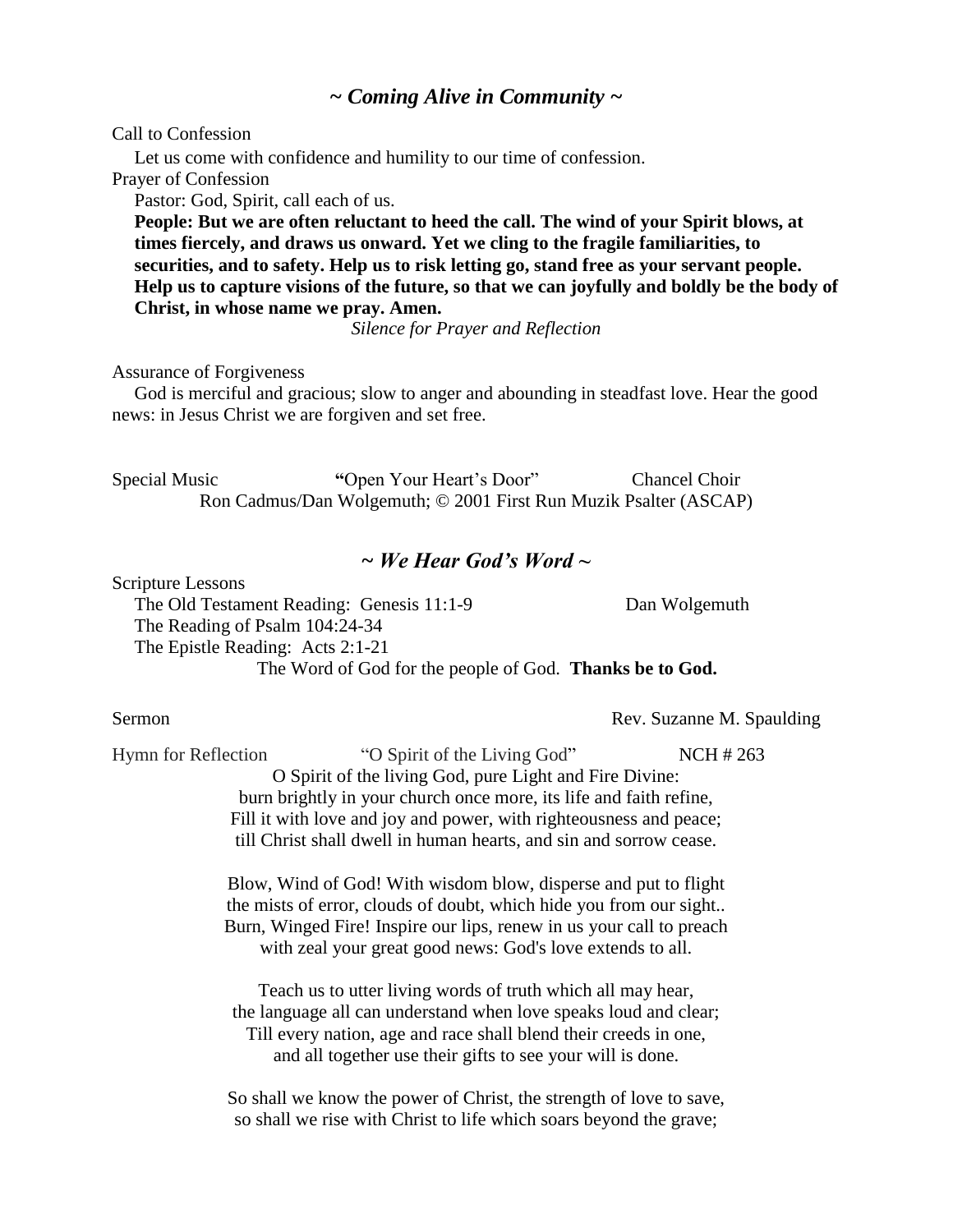## *~ Coming Alive in Community ~*

Call to Confession

Let us come with confidence and humility to our time of confession.

Prayer of Confession

Pastor: God, Spirit, call each of us.

**People: But we are often reluctant to heed the call. The wind of your Spirit blows, at times fiercely, and draws us onward. Yet we cling to the fragile familiarities, to securities, and to safety. Help us to risk letting go, stand free as your servant people. Help us to capture visions of the future, so that we can joyfully and boldly be the body of Christ, in whose name we pray. Amen.**

*Silence for Prayer and Reflection*

Assurance of Forgiveness

God is merciful and gracious; slow to anger and abounding in steadfast love. Hear the good news: in Jesus Christ we are forgiven and set free.

Special Music "Open Your Heart's Door" Chancel Choir

Ron Cadmus/Dan Wolgemuth; © 2001 First Run Muzik Psalter (ASCAP)

## *~ We Hear God's Word ~*

Scripture Lessons

The Old Testament Reading: Genesis 11:1-9 Dan Wolgemuth

The Reading of Psalm 104:24-34

The Epistle Reading: Acts 2:1-21

The Word of God for the people of God. **Thanks be to God.**

Sermon Rev. Suzanne M. Spaulding

Hymn for Reflection "O Spirit of the Living God" NCH # 263

O Spirit of the living God, pure Light and Fire Divine:
burn brightly in your church once more, its life and faith refine,
Fill it with love and joy and power, with righteousness and peace;
till Christ shall dwell in human hearts, and sin and sorrow cease.

Blow, Wind of God! With wisdom blow, disperse and put to flight
the mists of error, clouds of doubt, which hide you from our sight..
Burn, Winged Fire! Inspire our lips, renew in us your call to preach
with zeal your great good news: God's love extends to all.

Teach us to utter living words of truth which all may hear,
the language all can understand when love speaks loud and clear;
Till every nation, age and race shall blend their creeds in one,
and all together use their gifts to see your will is done.

So shall we know the power of Christ, the strength of love to save,
so shall we rise with Christ to life which soars beyond the grave;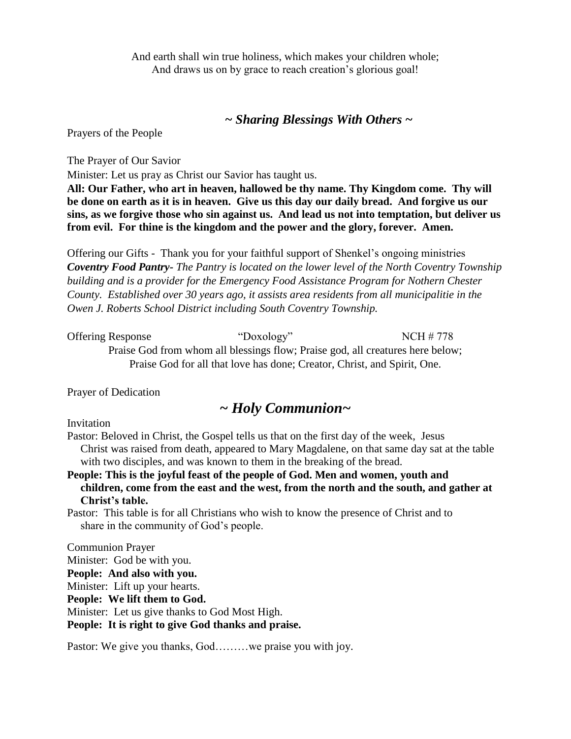And earth shall win true holiness, which makes your children whole;
And draws us on by grace to reach creation's glorious goal!

## *~ Sharing Blessings With Others ~*

Prayers of the People

The Prayer of Our Savior

Minister: Let us pray as Christ our Savior has taught us.

**All: Our Father, who art in heaven, hallowed be thy name. Thy Kingdom come. Thy will be done on earth as it is in heaven. Give us this day our daily bread. And forgive us our sins, as we forgive those who sin against us. And lead us not into temptation, but deliver us from evil. For thine is the kingdom and the power and the glory, forever. Amen.**

Offering our Gifts - Thank you for your faithful support of Shenkel's ongoing ministries
***Coventry Food Pantry****- The Pantry is located on the lower level of the North Coventry Township building and is a provider for the Emergency Food Assistance Program for Nothern Chester County. Established over 30 years ago, it assists area residents from all municipalitie in the Owen J. Roberts School District including South Coventry Township.*

Offering Response "Doxology" NCH # 778

Praise God from whom all blessings flow; Praise god, all creatures here below;
Praise God for all that love has done; Creator, Christ, and Spirit, One.

Prayer of Dedication

## *~ Holy Communion~*

Invitation

Pastor: Beloved in Christ, the Gospel tells us that on the first day of the week, Jesus Christ was raised from death, appeared to Mary Magdalene, on that same day sat at the table with two disciples, and was known to them in the breaking of the bread.

**People: This is the joyful feast of the people of God. Men and women, youth and children, come from the east and the west, from the north and the south, and gather at Christ's table.**

Pastor: This table is for all Christians who wish to know the presence of Christ and to share in the community of God's people.

Communion Prayer

Minister: God be with you.

**People: And also with you.**

Minister: Lift up your hearts.

**People: We lift them to God.**

Minister: Let us give thanks to God Most High.

**People: It is right to give God thanks and praise.**

Pastor: We give you thanks, God………we praise you with joy.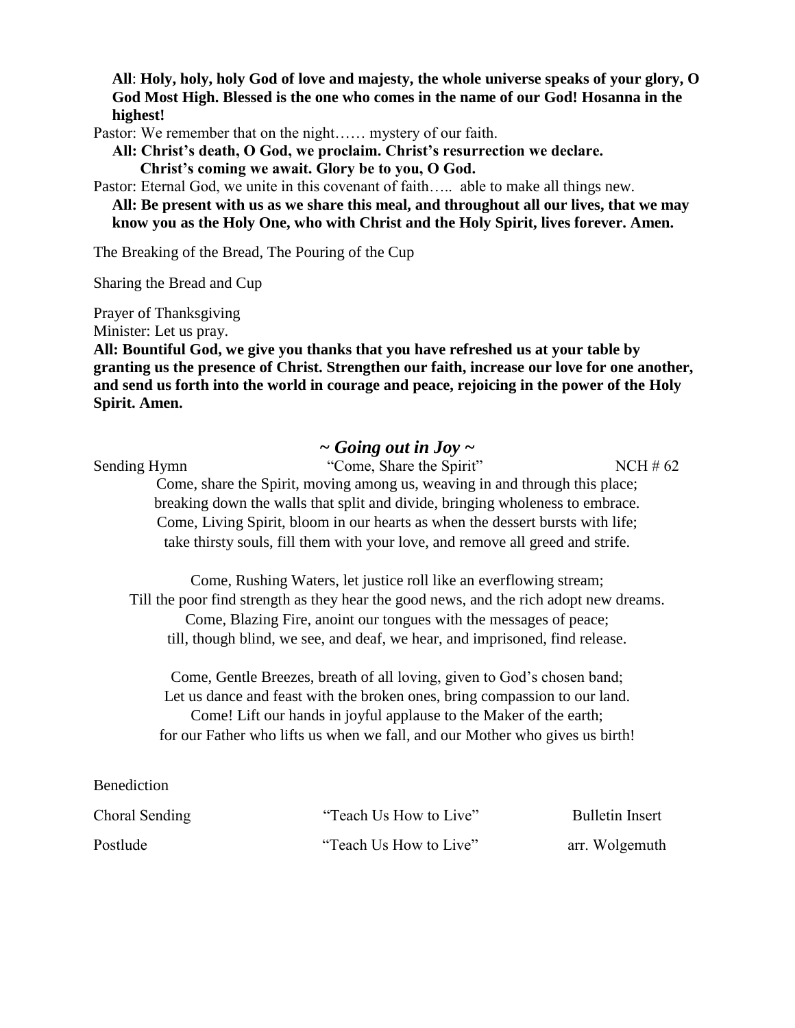**All**: **Holy, holy, holy God of love and majesty, the whole universe speaks of your glory, O God Most High. Blessed is the one who comes in the name of our God! Hosanna in the highest!**

Pastor: We remember that on the night…… mystery of our faith.

**All: Christ's death, O God, we proclaim. Christ's resurrection we declare.
Christ's coming we await. Glory be to you, O God.**

Pastor: Eternal God, we unite in this covenant of faith….. able to make all things new.

**All: Be present with us as we share this meal, and throughout all our lives, that we may know you as the Holy One, who with Christ and the Holy Spirit, lives forever. Amen.**

The Breaking of the Bread, The Pouring of the Cup

Sharing the Bread and Cup

Prayer of Thanksgiving

Minister: Let us pray.

**All: Bountiful God, we give you thanks that you have refreshed us at your table by granting us the presence of Christ. Strengthen our faith, increase our love for one another, and send us forth into the world in courage and peace, rejoicing in the power of the Holy Spirit. Amen.**

## *~ Going out in Joy ~*

Sending Hymn "Come, Share the Spirit" NCH # 62

Come, share the Spirit, moving among us, weaving in and through this place;
breaking down the walls that split and divide, bringing wholeness to embrace.
Come, Living Spirit, bloom in our hearts as when the dessert bursts with life;
take thirsty souls, fill them with your love, and remove all greed and strife.

Come, Rushing Waters, let justice roll like an everflowing stream;
Till the poor find strength as they hear the good news, and the rich adopt new dreams.
Come, Blazing Fire, anoint our tongues with the messages of peace;
till, though blind, we see, and deaf, we hear, and imprisoned, find release.

Come, Gentle Breezes, breath of all loving, given to God's chosen band;
Let us dance and feast with the broken ones, bring compassion to our land.
Come! Lift our hands in joyful applause to the Maker of the earth;
for our Father who lifts us when we fall, and our Mother who gives us birth!

Benediction

Choral Sending "Teach Us How to Live" Bulletin Insert

Postlude "Teach Us How to Live" arr. Wolgemuth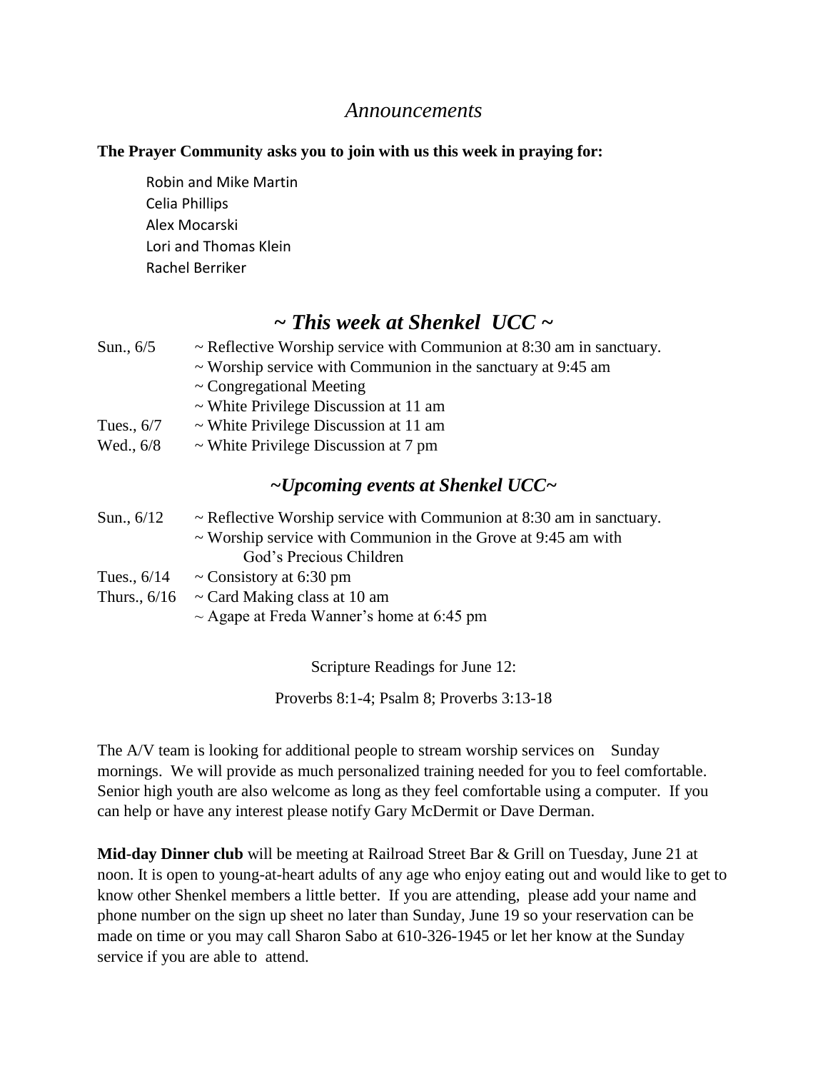# *Announcements*

**The Prayer Community asks you to join with us this week in praying for:**

Robin and Mike Martin
Celia Phillips
Alex Mocarski
Lori and Thomas Klein
Rachel Berriker

## *~ This week at Shenkel UCC ~*

| | |
|---|---|
| Sun., 6/5 | ~ Reflective Worship service with Communion at 8:30 am in sanctuary. |
| | ~ Worship service with Communion in the sanctuary at 9:45 am |
| | ~ Congregational Meeting |
| | ~ White Privilege Discussion at 11 am |
| Tues., 6/7 | ~ White Privilege Discussion at 11 am |
| Wed., 6/8 | ~ White Privilege Discussion at 7 pm |

## *~Upcoming events at Shenkel UCC~*

| | |
|---|---|
| Sun., 6/12 | ~ Reflective Worship service with Communion at 8:30 am in sanctuary. |
| | ~ Worship service with Communion in the Grove at 9:45 am with God's Precious Children |
| Tues., 6/14 | ~ Consistory at 6:30 pm |
| Thurs., 6/16 | ~ Card Making class at 10 am |
| | ~ Agape at Freda Wanner's home at 6:45 pm |

Scripture Readings for June 12:

Proverbs 8:1-4; Psalm 8; Proverbs 3:13-18

The A/V team is looking for additional people to stream worship services on Sunday mornings. We will provide as much personalized training needed for you to feel comfortable. Senior high youth are also welcome as long as they feel comfortable using a computer. If you can help or have any interest please notify Gary McDermit or Dave Derman.

**Mid-day Dinner club** will be meeting at Railroad Street Bar & Grill on Tuesday, June 21 at noon. It is open to young-at-heart adults of any age who enjoy eating out and would like to get to know other Shenkel members a little better. If you are attending, please add your name and phone number on the sign up sheet no later than Sunday, June 19 so your reservation can be made on time or you may call Sharon Sabo at 610-326-1945 or let her know at the Sunday service if you are able to attend.